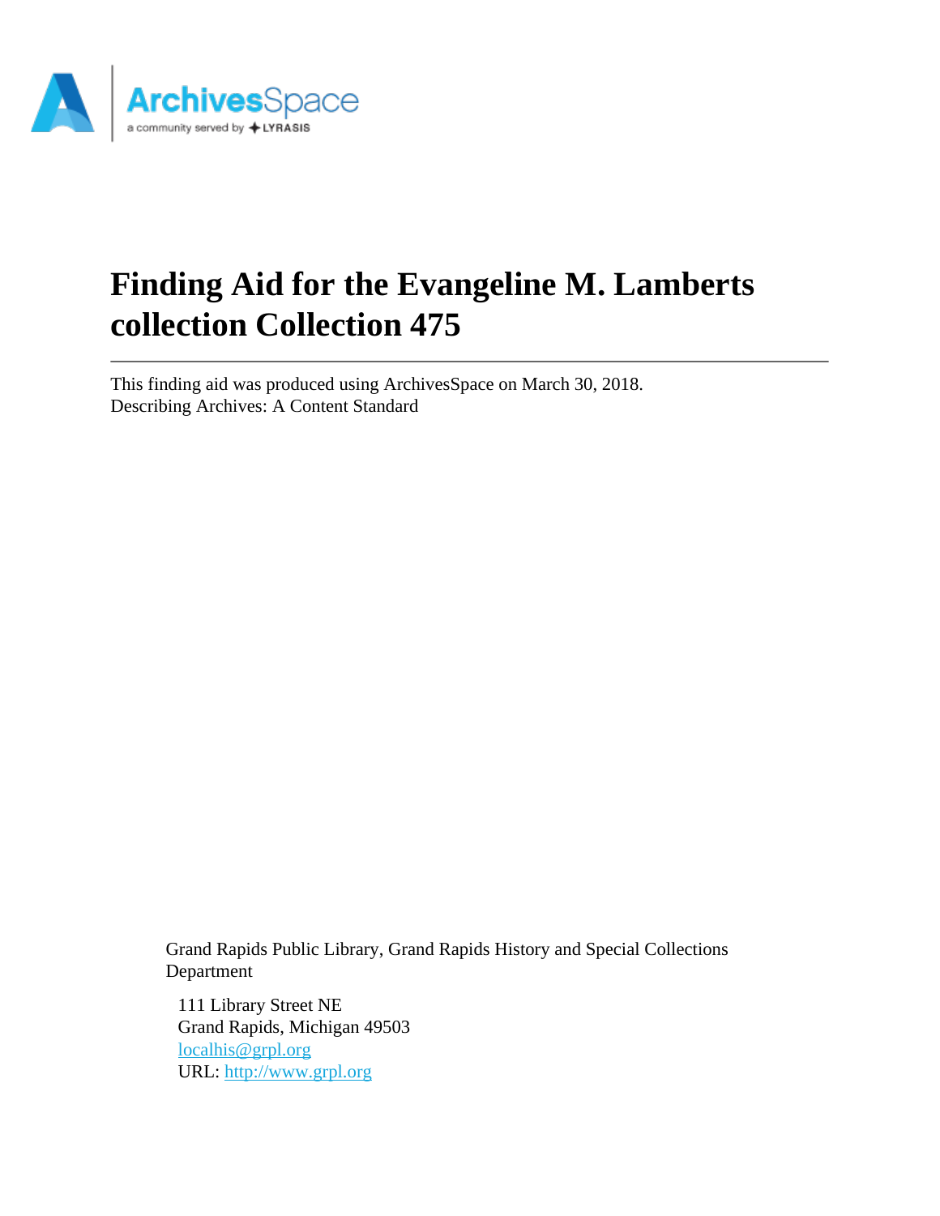# Finding Aid for the Evangeline M. Lamberts collection Collection 475

This finding aid was produced using ArchivesSpace on March 30, 2018.
Describing Archives: A Content Standard

Grand Rapids Public Library, Grand Rapids History and Special Collections Department

111 Library Street NE
Grand Rapids, Michigan 49503
localhis@grpl.org
URL: http://www.grpl.org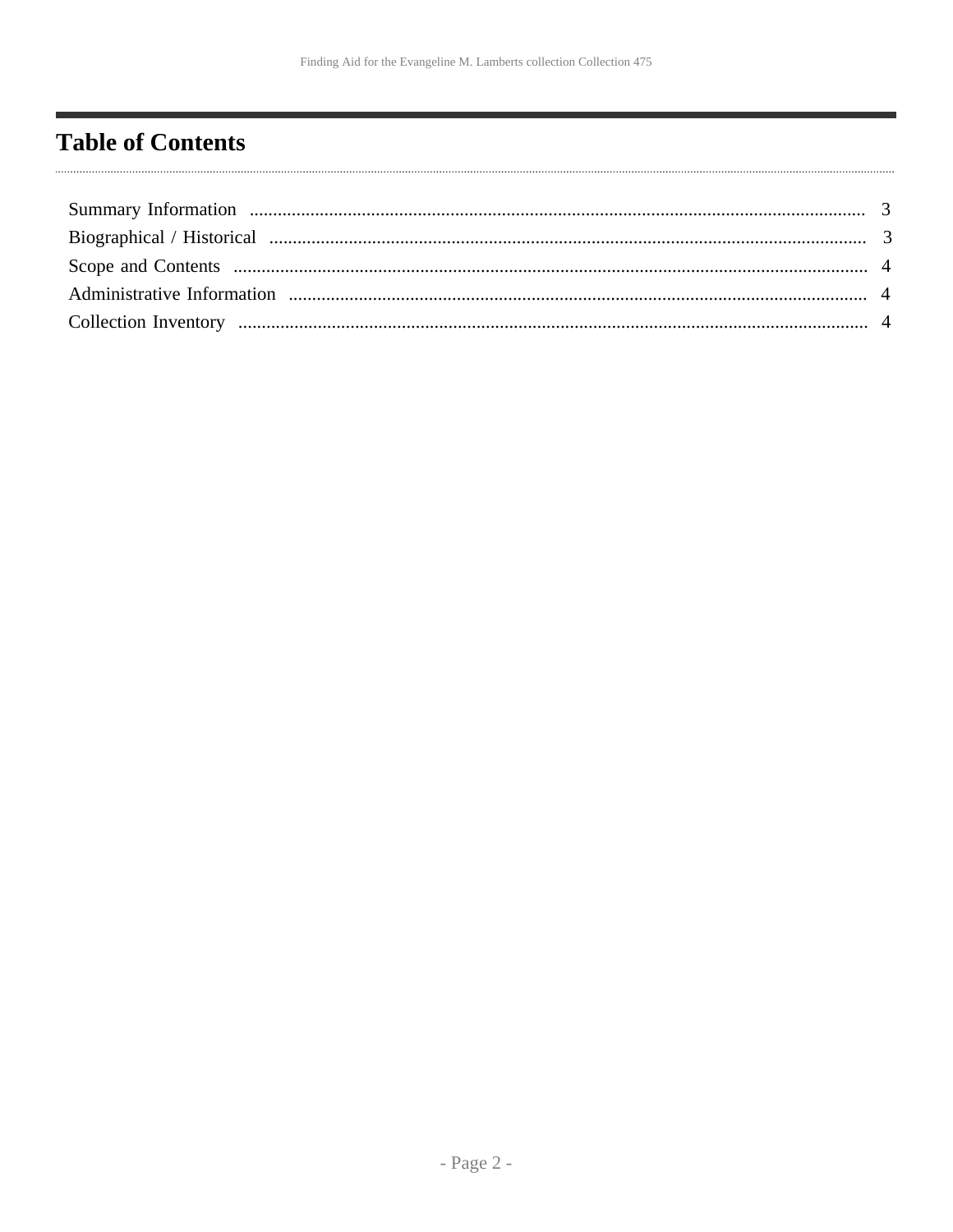## Table of Contents

- Summary Information ........ 3
- Biographical / Historical ........ 3
- Scope and Contents ........ 4
- Administrative Information ........ 4
- Collection Inventory ........ 4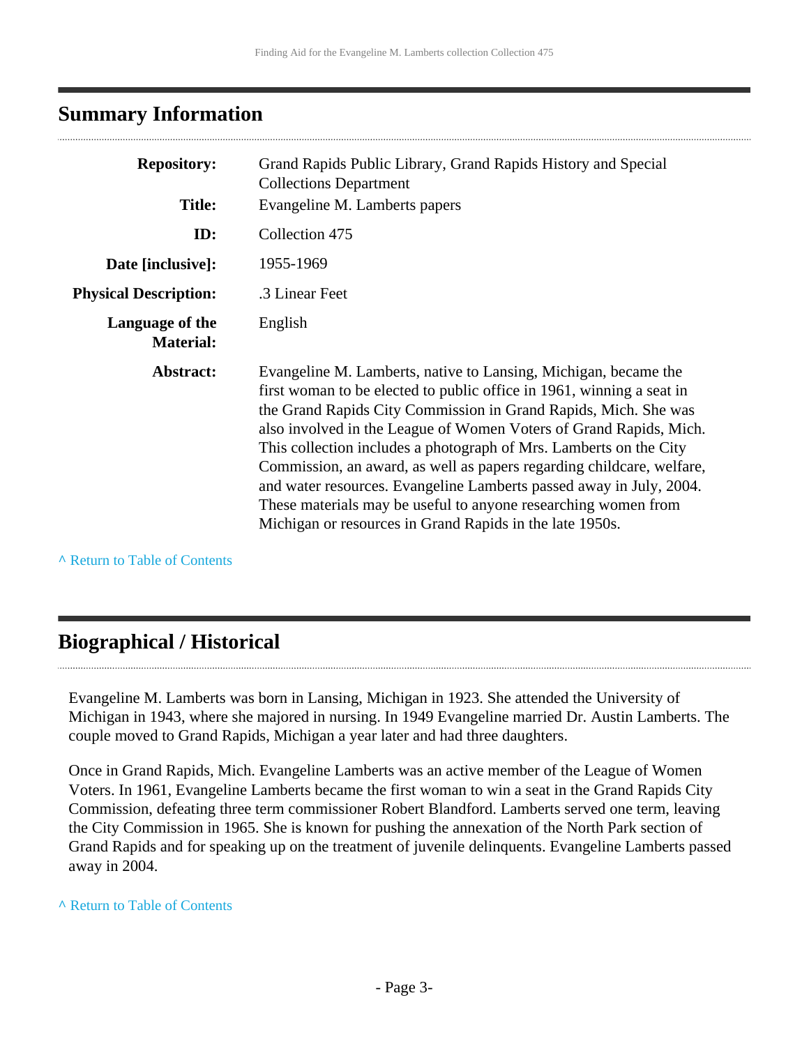## Summary Information

| | |
|---|---|
| **Repository:** | Grand Rapids Public Library, Grand Rapids History and Special Collections Department |
| **Title:** | Evangeline M. Lamberts papers |
| **ID:** | Collection 475 |
| **Date [inclusive]:** | 1955-1969 |
| **Physical Description:** | .3 Linear Feet |
| **Language of the Material:** | English |
| **Abstract:** | Evangeline M. Lamberts, native to Lansing, Michigan, became the first woman to be elected to public office in 1961, winning a seat in the Grand Rapids City Commission in Grand Rapids, Mich. She was also involved in the League of Women Voters of Grand Rapids, Mich. This collection includes a photograph of Mrs. Lamberts on the City Commission, an award, as well as papers regarding childcare, welfare, and water resources. Evangeline Lamberts passed away in July, 2004. These materials may be useful to anyone researching women from Michigan or resources in Grand Rapids in the late 1950s. |

^ Return to Table of Contents

## Biographical / Historical

Evangeline M. Lamberts was born in Lansing, Michigan in 1923. She attended the University of Michigan in 1943, where she majored in nursing. In 1949 Evangeline married Dr. Austin Lamberts. The couple moved to Grand Rapids, Michigan a year later and had three daughters.

Once in Grand Rapids, Mich. Evangeline Lamberts was an active member of the League of Women Voters. In 1961, Evangeline Lamberts became the first woman to win a seat in the Grand Rapids City Commission, defeating three term commissioner Robert Blandford. Lamberts served one term, leaving the City Commission in 1965. She is known for pushing the annexation of the North Park section of Grand Rapids and for speaking up on the treatment of juvenile delinquents. Evangeline Lamberts passed away in 2004.

^ Return to Table of Contents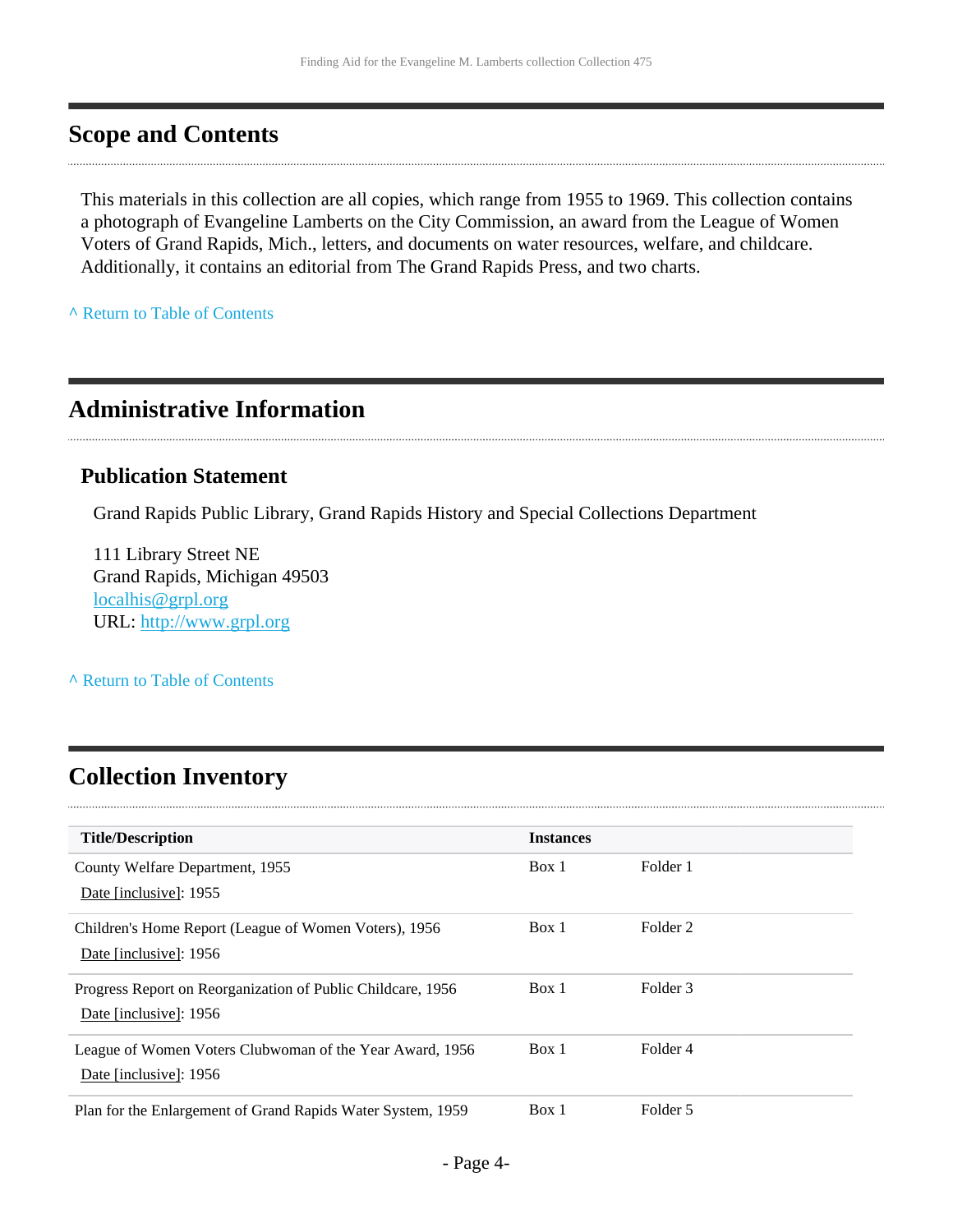## Scope and Contents

This materials in this collection are all copies, which range from 1955 to 1969. This collection contains a photograph of Evangeline Lamberts on the City Commission, an award from the League of Women Voters of Grand Rapids, Mich., letters, and documents on water resources, welfare, and childcare. Additionally, it contains an editorial from The Grand Rapids Press, and two charts.

^ Return to Table of Contents

## Administrative Information

### Publication Statement

Grand Rapids Public Library, Grand Rapids History and Special Collections Department

111 Library Street NE
Grand Rapids, Michigan 49503
localhis@grpl.org
URL: http://www.grpl.org

^ Return to Table of Contents

## Collection Inventory

| Title/Description | Instances | |
|---|---|---|
| County Welfare Department, 1955<br>Date [inclusive]: 1955 | Box 1 | Folder 1 |
| Children's Home Report (League of Women Voters), 1956<br>Date [inclusive]: 1956 | Box 1 | Folder 2 |
| Progress Report on Reorganization of Public Childcare, 1956<br>Date [inclusive]: 1956 | Box 1 | Folder 3 |
| League of Women Voters Clubwoman of the Year Award, 1956<br>Date [inclusive]: 1956 | Box 1 | Folder 4 |
| Plan for the Enlargement of Grand Rapids Water System, 1959 | Box 1 | Folder 5 |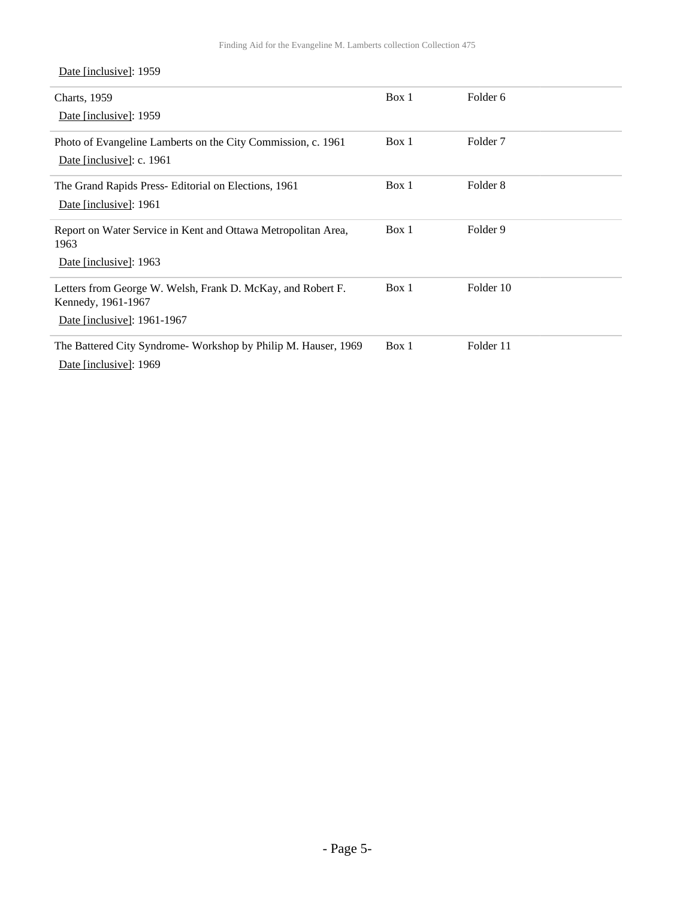Date [inclusive]: 1959

| | | |
|---|---|---|
| Charts, 1959<br>Date [inclusive]: 1959 | Box 1 | Folder 6 |
| Photo of Evangeline Lamberts on the City Commission, c. 1961<br>Date [inclusive]: c. 1961 | Box 1 | Folder 7 |
| The Grand Rapids Press- Editorial on Elections, 1961<br>Date [inclusive]: 1961 | Box 1 | Folder 8 |
| Report on Water Service in Kent and Ottawa Metropolitan Area, 1963<br>Date [inclusive]: 1963 | Box 1 | Folder 9 |
| Letters from George W. Welsh, Frank D. McKay, and Robert F. Kennedy, 1961-1967<br>Date [inclusive]: 1961-1967 | Box 1 | Folder 10 |
| The Battered City Syndrome- Workshop by Philip M. Hauser, 1969<br>Date [inclusive]: 1969 | Box 1 | Folder 11 |